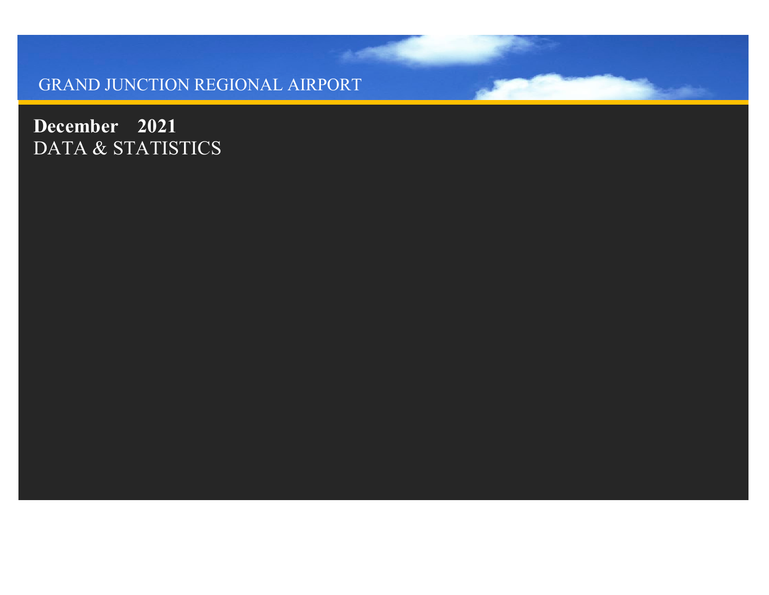GRAND JUNCTION REGIONAL AIRPORT

# December 2021

## DATA & STATISTICS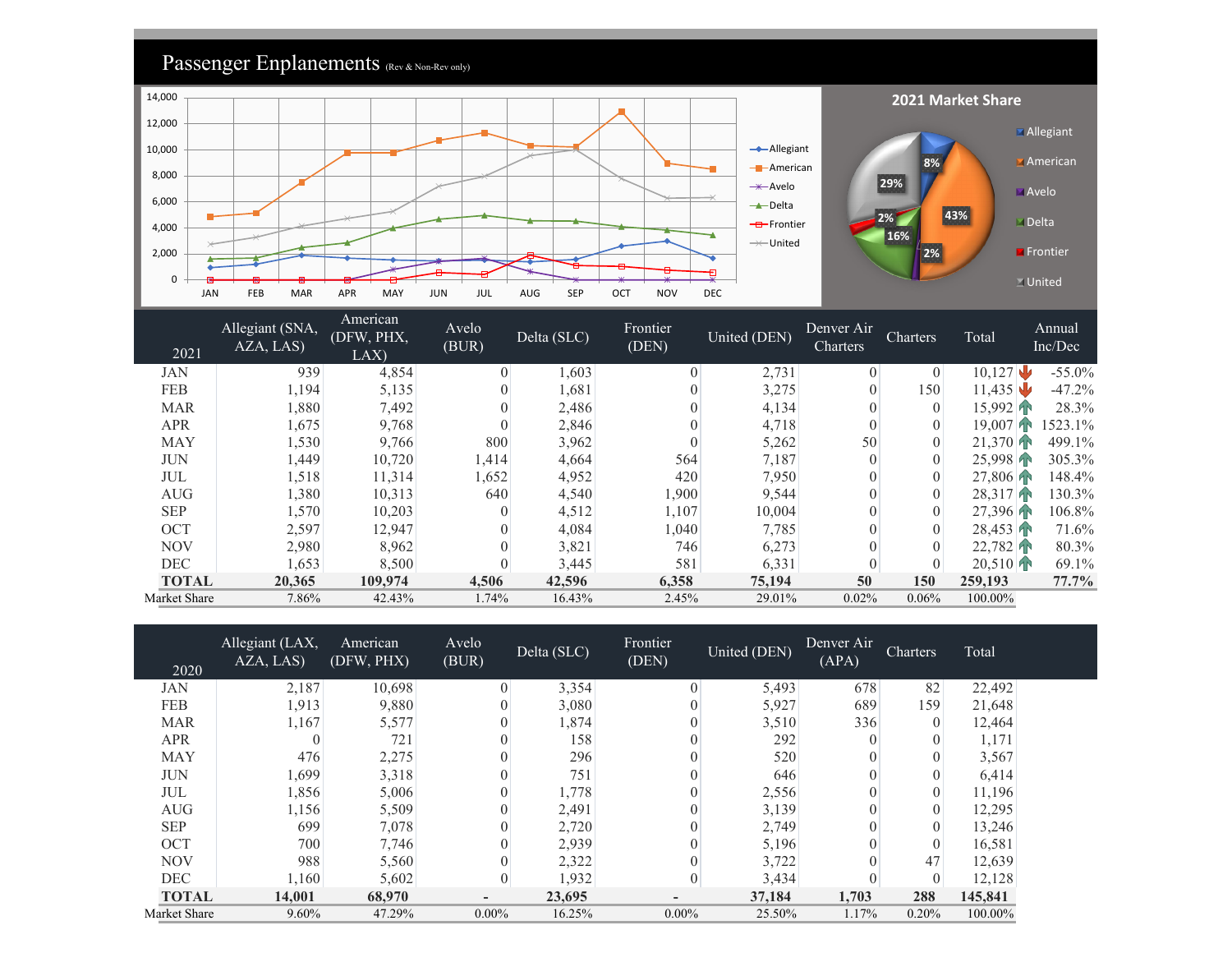# Passenger Enplanements (Rev & Non-Rev only)

| 2021 | Allegiant (SNA, AZA, LAS) | American (DFW, PHX, LAX) | Avelo (BUR) | Delta (SLC) | Frontier (DEN) | United (DEN) | Denver Air Charters | Charters | Total | Annual Inc/Dec |
|---|---|---|---|---|---|---|---|---|---|---|
| JAN | 939 | 4,854 | 0 | 1,603 | 0 | 2,731 | 0 | 0 | 10,127 | -55.0% |
| FEB | 1,194 | 5,135 | 0 | 1,681 | 0 | 3,275 | 0 | 150 | 11,435 | -47.2% |
| MAR | 1,880 | 7,492 | 0 | 2,486 | 0 | 4,134 | 0 | 0 | 15,992 | 28.3% |
| APR | 1,675 | 9,768 | 0 | 2,846 | 0 | 4,718 | 0 | 0 | 19,007 | 1523.1% |
| MAY | 1,530 | 9,766 | 800 | 3,962 | 0 | 5,262 | 50 | 0 | 21,370 | 499.1% |
| JUN | 1,449 | 10,720 | 1,414 | 4,664 | 564 | 7,187 | 0 | 0 | 25,998 | 305.3% |
| JUL | 1,518 | 11,314 | 1,652 | 4,952 | 420 | 7,950 | 0 | 0 | 27,806 | 148.4% |
| AUG | 1,380 | 10,313 | 640 | 4,540 | 1,900 | 9,544 | 0 | 0 | 28,317 | 130.3% |
| SEP | 1,570 | 10,203 | 0 | 4,512 | 1,107 | 10,004 | 0 | 0 | 27,396 | 106.8% |
| OCT | 2,597 | 12,947 | 0 | 4,084 | 1,040 | 7,785 | 0 | 0 | 28,453 | 71.6% |
| NOV | 2,980 | 8,962 | 0 | 3,821 | 746 | 6,273 | 0 | 0 | 22,782 | 80.3% |
| DEC | 1,653 | 8,500 | 0 | 3,445 | 581 | 6,331 | 0 | 0 | 20,510 | 69.1% |
| **TOTAL** | **20,365** | **109,974** | **4,506** | **42,596** | **6,358** | **75,194** | **50** | **150** | **259,193** | **77.7%** |
| Market Share | 7.86% | 42.43% | 1.74% | 16.43% | 2.45% | 29.01% | 0.02% | 0.06% | 100.00% | |

| 2020 | Allegiant (LAX, AZA, LAS) | American (DFW, PHX) | Avelo (BUR) | Delta (SLC) | Frontier (DEN) | United (DEN) | Denver Air (APA) | Charters | Total |
|---|---|---|---|---|---|---|---|---|---|
| JAN | 2,187 | 10,698 | 0 | 3,354 | 0 | 5,493 | 678 | 82 | 22,492 |
| FEB | 1,913 | 9,880 | 0 | 3,080 | 0 | 5,927 | 689 | 159 | 21,648 |
| MAR | 1,167 | 5,577 | 0 | 1,874 | 0 | 3,510 | 336 | 0 | 12,464 |
| APR | 0 | 721 | 0 | 158 | 0 | 292 | 0 | 0 | 1,171 |
| MAY | 476 | 2,275 | 0 | 296 | 0 | 520 | 0 | 0 | 3,567 |
| JUN | 1,699 | 3,318 | 0 | 751 | 0 | 646 | 0 | 0 | 6,414 |
| JUL | 1,856 | 5,006 | 0 | 1,778 | 0 | 2,556 | 0 | 0 | 11,196 |
| AUG | 1,156 | 5,509 | 0 | 2,491 | 0 | 3,139 | 0 | 0 | 12,295 |
| SEP | 699 | 7,078 | 0 | 2,720 | 0 | 2,749 | 0 | 0 | 13,246 |
| OCT | 700 | 7,746 | 0 | 2,939 | 0 | 5,196 | 0 | 0 | 16,581 |
| NOV | 988 | 5,560 | 0 | 2,322 | 0 | 3,722 | 0 | 47 | 12,639 |
| DEC | 1,160 | 5,602 | 0 | 1,932 | 0 | 3,434 | 0 | 0 | 12,128 |
| **TOTAL** | **14,001** | **68,970** | **-** | **23,695** | **-** | **37,184** | **1,703** | **288** | **145,841** |
| Market Share | 9.60% | 47.29% | 0.00% | 16.25% | 0.00% | 25.50% | 1.17% | 0.20% | 100.00% |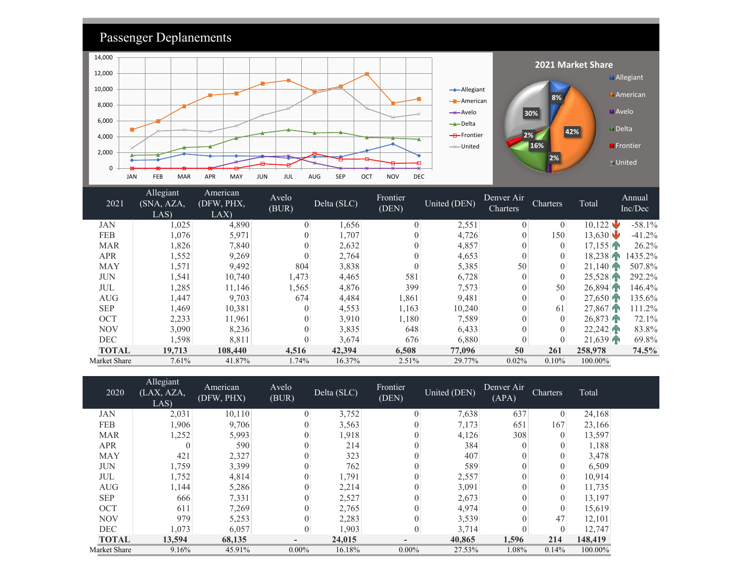# Passenger Deplanements

| 2021 | Allegiant (SNA, AZA, LAS) | American (DFW, PHX, LAX) | Avelo (BUR) | Delta (SLC) | Frontier (DEN) | United (DEN) | Denver Air Charters | Charters | Total | Annual Inc/Dec |
|---|---|---|---|---|---|---|---|---|---|---|
| JAN | 1,025 | 4,890 | 0 | 1,656 | 0 | 2,551 | 0 | 0 | 10,122 | -58.1% |
| FEB | 1,076 | 5,971 | 0 | 1,707 | 0 | 4,726 | 0 | 150 | 13,630 | -41.2% |
| MAR | 1,826 | 7,840 | 0 | 2,632 | 0 | 4,857 | 0 | 0 | 17,155 | 26.2% |
| APR | 1,552 | 9,269 | 0 | 2,764 | 0 | 4,653 | 0 | 0 | 18,238 | 1435.2% |
| MAY | 1,571 | 9,492 | 804 | 3,838 | 0 | 5,385 | 50 | 0 | 21,140 | 507.8% |
| JUN | 1,541 | 10,740 | 1,473 | 4,465 | 581 | 6,728 | 0 | 0 | 25,528 | 292.2% |
| JUL | 1,285 | 11,146 | 1,565 | 4,876 | 399 | 7,573 | 0 | 50 | 26,894 | 146.4% |
| AUG | 1,447 | 9,703 | 674 | 4,484 | 1,861 | 9,481 | 0 | 0 | 27,650 | 135.6% |
| SEP | 1,469 | 10,381 | 0 | 4,553 | 1,163 | 10,240 | 0 | 61 | 27,867 | 111.2% |
| OCT | 2,233 | 11,961 | 0 | 3,910 | 1,180 | 7,589 | 0 | 0 | 26,873 | 72.1% |
| NOV | 3,090 | 8,236 | 0 | 3,835 | 648 | 6,433 | 0 | 0 | 22,242 | 83.8% |
| DEC | 1,598 | 8,811 | 0 | 3,674 | 676 | 6,880 | 0 | 0 | 21,639 | 69.8% |
| **TOTAL** | **19,713** | **108,440** | **4,516** | **42,394** | **6,508** | **77,096** | **50** | **261** | **258,978** | **74.5%** |
| Market Share | 7.61% | 41.87% | 1.74% | 16.37% | 2.51% | 29.77% | 0.02% | 0.10% | 100.00% | |

| 2020 | Allegiant (LAX, AZA, LAS) | American (DFW, PHX) | Avelo (BUR) | Delta (SLC) | Frontier (DEN) | United (DEN) | Denver Air (APA) | Charters | Total |
|---|---|---|---|---|---|---|---|---|---|
| JAN | 2,031 | 10,110 | 0 | 3,752 | 0 | 7,638 | 637 | 0 | 24,168 |
| FEB | 1,906 | 9,706 | 0 | 3,563 | 0 | 7,173 | 651 | 167 | 23,166 |
| MAR | 1,252 | 5,993 | 0 | 1,918 | 0 | 4,126 | 308 | 0 | 13,597 |
| APR | 0 | 590 | 0 | 214 | 0 | 384 | 0 | 0 | 1,188 |
| MAY | 421 | 2,327 | 0 | 323 | 0 | 407 | 0 | 0 | 3,478 |
| JUN | 1,759 | 3,399 | 0 | 762 | 0 | 589 | 0 | 0 | 6,509 |
| JUL | 1,752 | 4,814 | 0 | 1,791 | 0 | 2,557 | 0 | 0 | 10,914 |
| AUG | 1,144 | 5,286 | 0 | 2,214 | 0 | 3,091 | 0 | 0 | 11,735 |
| SEP | 666 | 7,331 | 0 | 2,527 | 0 | 2,673 | 0 | 0 | 13,197 |
| OCT | 611 | 7,269 | 0 | 2,765 | 0 | 4,974 | 0 | 0 | 15,619 |
| NOV | 979 | 5,253 | 0 | 2,283 | 0 | 3,539 | 0 | 47 | 12,101 |
| DEC | 1,073 | 6,057 | 0 | 1,903 | 0 | 3,714 | 0 | 0 | 12,747 |
| **TOTAL** | **13,594** | **68,135** | **-** | **24,015** | **-** | **40,865** | **1,596** | **214** | **148,419** |
| Market Share | 9.16% | 45.91% | 0.00% | 16.18% | 0.00% | 27.53% | 1.08% | 0.14% | 100.00% |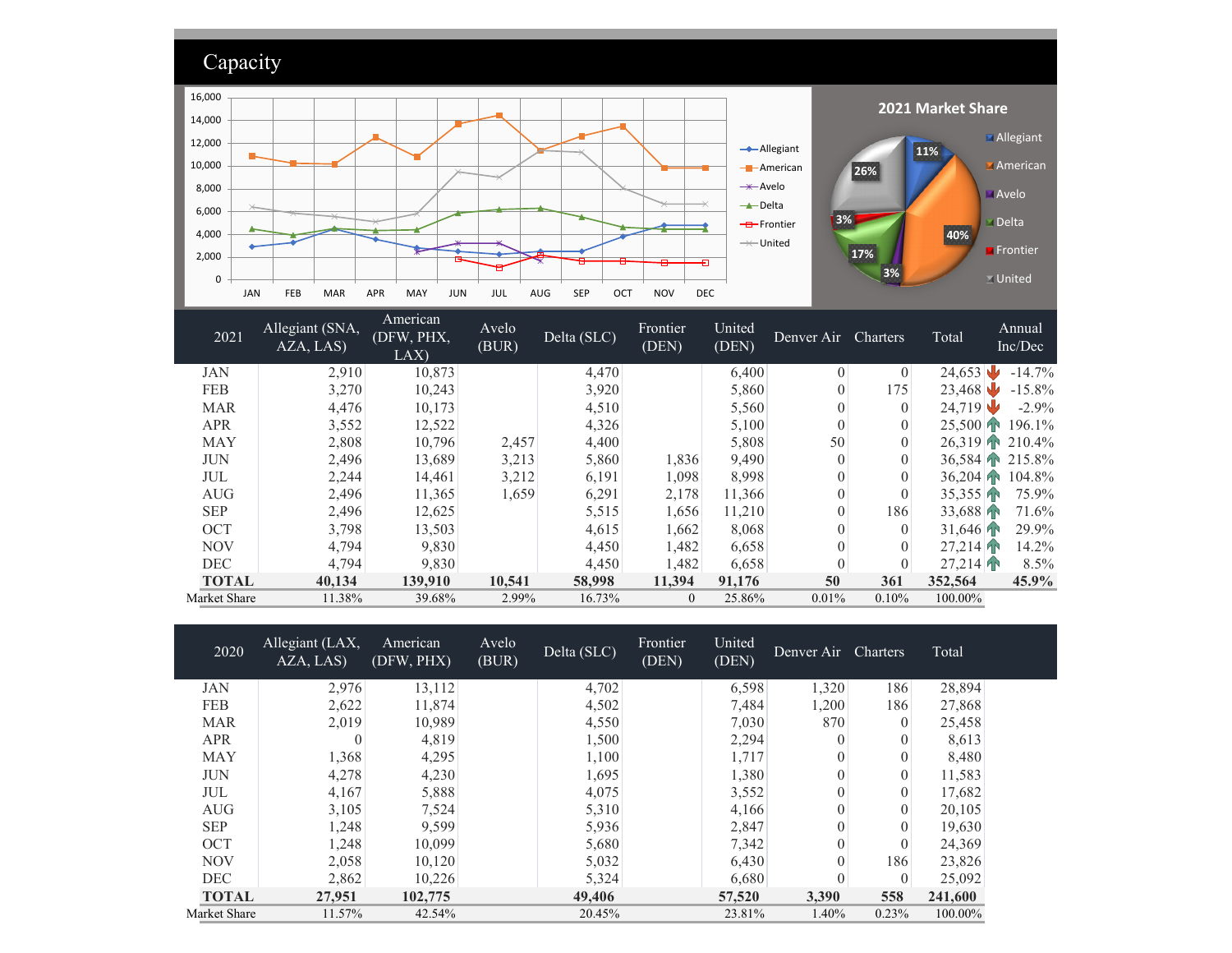# Capacity

| 2021 | Allegiant (SNA, AZA, LAS) | American (DFW, PHX, LAX) | Avelo (BUR) | Delta (SLC) | Frontier (DEN) | United (DEN) | Denver Air | Charters | Total | Annual Inc/Dec |
|---|---|---|---|---|---|---|---|---|---|---|
| JAN | 2,910 | 10,873 | | 4,470 | | 6,400 | 0 | 0 | 24,653 | -14.7% |
| FEB | 3,270 | 10,243 | | 3,920 | | 5,860 | 0 | 175 | 23,468 | -15.8% |
| MAR | 4,476 | 10,173 | | 4,510 | | 5,560 | 0 | 0 | 24,719 | -2.9% |
| APR | 3,552 | 12,522 | | 4,326 | | 5,100 | 0 | 0 | 25,500 | 196.1% |
| MAY | 2,808 | 10,796 | 2,457 | 4,400 | | 5,808 | 50 | 0 | 26,319 | 210.4% |
| JUN | 2,496 | 13,689 | 3,213 | 5,860 | 1,836 | 9,490 | 0 | 0 | 36,584 | 215.8% |
| JUL | 2,244 | 14,461 | 3,212 | 6,191 | 1,098 | 8,998 | 0 | 0 | 36,204 | 104.8% |
| AUG | 2,496 | 11,365 | 1,659 | 6,291 | 2,178 | 11,366 | 0 | 0 | 35,355 | 75.9% |
| SEP | 2,496 | 12,625 | | 5,515 | 1,656 | 11,210 | 0 | 186 | 33,688 | 71.6% |
| OCT | 3,798 | 13,503 | | 4,615 | 1,662 | 8,068 | 0 | 0 | 31,646 | 29.9% |
| NOV | 4,794 | 9,830 | | 4,450 | 1,482 | 6,658 | 0 | 0 | 27,214 | 14.2% |
| DEC | 4,794 | 9,830 | | 4,450 | 1,482 | 6,658 | 0 | 0 | 27,214 | 8.5% |
| **TOTAL** | **40,134** | **139,910** | **10,541** | **58,998** | **11,394** | **91,176** | **50** | **361** | **352,564** | **45.9%** |
| Market Share | 11.38% | 39.68% | 2.99% | 16.73% | 0 | 25.86% | 0.01% | 0.10% | 100.00% | |

| 2020 | Allegiant (LAX, AZA, LAS) | American (DFW, PHX) | Avelo (BUR) | Delta (SLC) | Frontier (DEN) | United (DEN) | Denver Air | Charters | Total |
|---|---|---|---|---|---|---|---|---|---|
| JAN | 2,976 | 13,112 | | 4,702 | | 6,598 | 1,320 | 186 | 28,894 |
| FEB | 2,622 | 11,874 | | 4,502 | | 7,484 | 1,200 | 186 | 27,868 |
| MAR | 2,019 | 10,989 | | 4,550 | | 7,030 | 870 | 0 | 25,458 |
| APR | 0 | 4,819 | | 1,500 | | 2,294 | 0 | 0 | 8,613 |
| MAY | 1,368 | 4,295 | | 1,100 | | 1,717 | 0 | 0 | 8,480 |
| JUN | 4,278 | 4,230 | | 1,695 | | 1,380 | 0 | 0 | 11,583 |
| JUL | 4,167 | 5,888 | | 4,075 | | 3,552 | 0 | 0 | 17,682 |
| AUG | 3,105 | 7,524 | | 5,310 | | 4,166 | 0 | 0 | 20,105 |
| SEP | 1,248 | 9,599 | | 5,936 | | 2,847 | 0 | 0 | 19,630 |
| OCT | 1,248 | 10,099 | | 5,680 | | 7,342 | 0 | 0 | 24,369 |
| NOV | 2,058 | 10,120 | | 5,032 | | 6,430 | 0 | 186 | 23,826 |
| DEC | 2,862 | 10,226 | | 5,324 | | 6,680 | 0 | 0 | 25,092 |
| **TOTAL** | **27,951** | **102,775** | | **49,406** | | **57,520** | **3,390** | **558** | **241,600** |
| Market Share | 11.57% | 42.54% | | 20.45% | | 23.81% | 1.40% | 0.23% | 100.00% |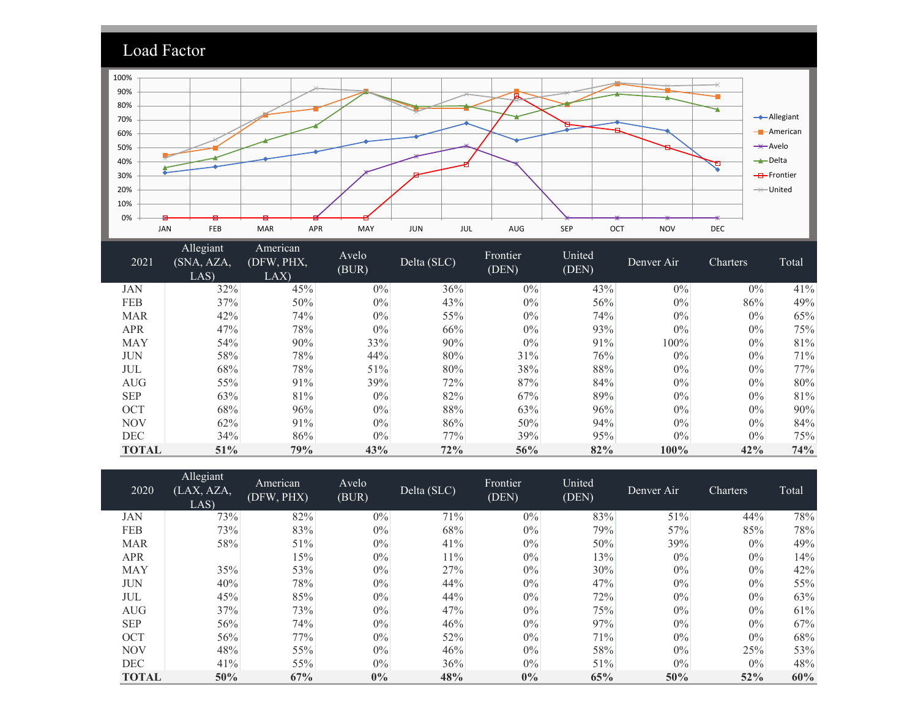# Load Factor

| 2021 | Allegiant (SNA, AZA, LAS) | American (DFW, PHX, LAX) | Avelo (BUR) | Delta (SLC) | Frontier (DEN) | United (DEN) | Denver Air | Charters | Total |
|---|---|---|---|---|---|---|---|---|---|
| JAN | 32% | 45% | 0% | 36% | 0% | 43% | 0% | 0% | 41% |
| FEB | 37% | 50% | 0% | 43% | 0% | 56% | 0% | 86% | 49% |
| MAR | 42% | 74% | 0% | 55% | 0% | 74% | 0% | 0% | 65% |
| APR | 47% | 78% | 0% | 66% | 0% | 93% | 0% | 0% | 75% |
| MAY | 54% | 90% | 33% | 90% | 0% | 91% | 100% | 0% | 81% |
| JUN | 58% | 78% | 44% | 80% | 31% | 76% | 0% | 0% | 71% |
| JUL | 68% | 78% | 51% | 80% | 38% | 88% | 0% | 0% | 77% |
| AUG | 55% | 91% | 39% | 72% | 87% | 84% | 0% | 0% | 80% |
| SEP | 63% | 81% | 0% | 82% | 67% | 89% | 0% | 0% | 81% |
| OCT | 68% | 96% | 0% | 88% | 63% | 96% | 0% | 0% | 90% |
| NOV | 62% | 91% | 0% | 86% | 50% | 94% | 0% | 0% | 84% |
| DEC | 34% | 86% | 0% | 77% | 39% | 95% | 0% | 0% | 75% |
| **TOTAL** | **51%** | **79%** | **43%** | **72%** | **56%** | **82%** | **100%** | **42%** | **74%** |

| 2020 | Allegiant (LAX, AZA, LAS) | American (DFW, PHX) | Avelo (BUR) | Delta (SLC) | Frontier (DEN) | United (DEN) | Denver Air | Charters | Total |
|---|---|---|---|---|---|---|---|---|---|
| JAN | 73% | 82% | 0% | 71% | 0% | 83% | 51% | 44% | 78% |
| FEB | 73% | 83% | 0% | 68% | 0% | 79% | 57% | 85% | 78% |
| MAR | 58% | 51% | 0% | 41% | 0% | 50% | 39% | 0% | 49% |
| APR | | 15% | 0% | 11% | 0% | 13% | 0% | 0% | 14% |
| MAY | 35% | 53% | 0% | 27% | 0% | 30% | 0% | 0% | 42% |
| JUN | 40% | 78% | 0% | 44% | 0% | 47% | 0% | 0% | 55% |
| JUL | 45% | 85% | 0% | 44% | 0% | 72% | 0% | 0% | 63% |
| AUG | 37% | 73% | 0% | 47% | 0% | 75% | 0% | 0% | 61% |
| SEP | 56% | 74% | 0% | 46% | 0% | 97% | 0% | 0% | 67% |
| OCT | 56% | 77% | 0% | 52% | 0% | 71% | 0% | 0% | 68% |
| NOV | 48% | 55% | 0% | 46% | 0% | 58% | 0% | 25% | 53% |
| DEC | 41% | 55% | 0% | 36% | 0% | 51% | 0% | 0% | 48% |
| **TOTAL** | **50%** | **67%** | **0%** | **48%** | **0%** | **65%** | **50%** | **52%** | **60%** |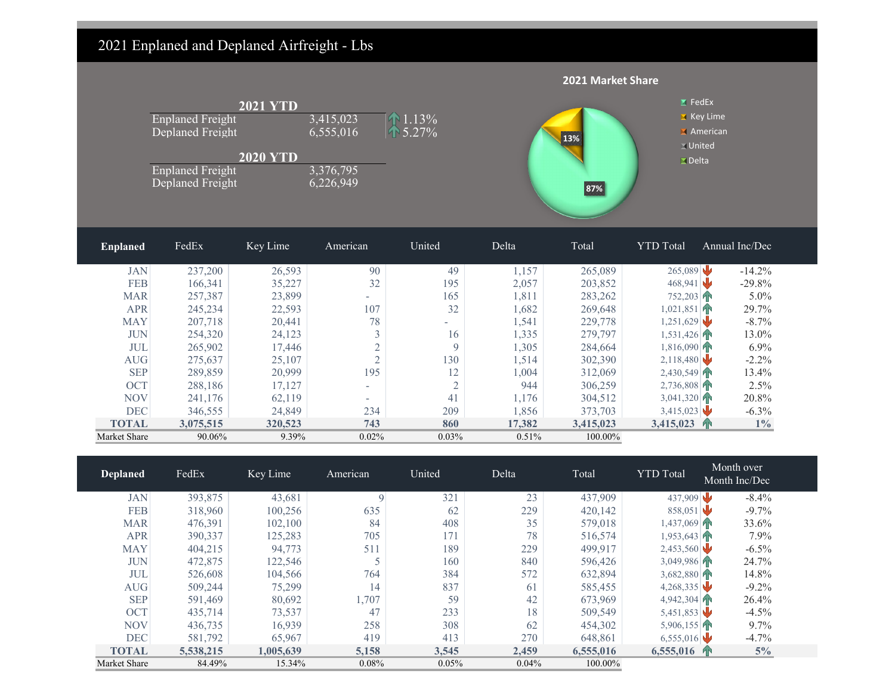# 2021 Enplaned and Deplaned Airfreight - Lbs

**2021 YTD**

| | | |
|---|---|---|
| Enplaned Freight | 3,415,023 | ↑ 1.13% |
| Deplaned Freight | 6,555,016 | ↑ 5.27% |

**2020 YTD**

| | |
|---|---|
| Enplaned Freight | 3,376,795 |
| Deplaned Freight | 6,226,949 |

**2021 Market Share**

- FedEx: 87%
- Key Lime: 13%
- American
- United
- Delta

| Enplaned | FedEx | Key Lime | American | United | Delta | Total | YTD Total | Annual Inc/Dec |
|---|---|---|---|---|---|---|---|---|
| JAN | 237,200 | 26,593 | 90 | 49 | 1,157 | 265,089 | 265,089 ↓ | -14.2% |
| FEB | 166,341 | 35,227 | 32 | 195 | 2,057 | 203,852 | 468,941 ↓ | -29.8% |
| MAR | 257,387 | 23,899 | - | 165 | 1,811 | 283,262 | 752,203 ↑ | 5.0% |
| APR | 245,234 | 22,593 | 107 | 32 | 1,682 | 269,648 | 1,021,851 ↑ | 29.7% |
| MAY | 207,718 | 20,441 | 78 | - | 1,541 | 229,778 | 1,251,629 ↓ | -8.7% |
| JUN | 254,320 | 24,123 | 3 | 16 | 1,335 | 279,797 | 1,531,426 ↑ | 13.0% |
| JUL | 265,902 | 17,446 | 2 | 9 | 1,305 | 284,664 | 1,816,090 ↑ | 6.9% |
| AUG | 275,637 | 25,107 | 2 | 130 | 1,514 | 302,390 | 2,118,480 ↓ | -2.2% |
| SEP | 289,859 | 20,999 | 195 | 12 | 1,004 | 312,069 | 2,430,549 ↑ | 13.4% |
| OCT | 288,186 | 17,127 | - | 2 | 944 | 306,259 | 2,736,808 ↑ | 2.5% |
| NOV | 241,176 | 62,119 | - | 41 | 1,176 | 304,512 | 3,041,320 ↑ | 20.8% |
| DEC | 346,555 | 24,849 | 234 | 209 | 1,856 | 373,703 | 3,415,023 ↓ | -6.3% |
| **TOTAL** | **3,075,515** | **320,523** | **743** | **860** | **17,382** | **3,415,023** | **3,415,023** ↑ | **1%** |
| Market Share | 90.06% | 9.39% | 0.02% | 0.03% | 0.51% | 100.00% | | |

| Deplaned | FedEx | Key Lime | American | United | Delta | Total | YTD Total | Month over Month Inc/Dec |
|---|---|---|---|---|---|---|---|---|
| JAN | 393,875 | 43,681 | 9 | 321 | 23 | 437,909 | 437,909 ↓ | -8.4% |
| FEB | 318,960 | 100,256 | 635 | 62 | 229 | 420,142 | 858,051 ↓ | -9.7% |
| MAR | 476,391 | 102,100 | 84 | 408 | 35 | 579,018 | 1,437,069 ↑ | 33.6% |
| APR | 390,337 | 125,283 | 705 | 171 | 78 | 516,574 | 1,953,643 ↑ | 7.9% |
| MAY | 404,215 | 94,773 | 511 | 189 | 229 | 499,917 | 2,453,560 ↓ | -6.5% |
| JUN | 472,875 | 122,546 | 5 | 160 | 840 | 596,426 | 3,049,986 ↑ | 24.7% |
| JUL | 526,608 | 104,566 | 764 | 384 | 572 | 632,894 | 3,682,880 ↑ | 14.8% |
| AUG | 509,244 | 75,299 | 14 | 837 | 61 | 585,455 | 4,268,335 ↓ | -9.2% |
| SEP | 591,469 | 80,692 | 1,707 | 59 | 42 | 673,969 | 4,942,304 ↑ | 26.4% |
| OCT | 435,714 | 73,537 | 47 | 233 | 18 | 509,549 | 5,451,853 ↓ | -4.5% |
| NOV | 436,735 | 16,939 | 258 | 308 | 62 | 454,302 | 5,906,155 ↑ | 9.7% |
| DEC | 581,792 | 65,967 | 419 | 413 | 270 | 648,861 | 6,555,016 ↓ | -4.7% |
| **TOTAL** | **5,538,215** | **1,005,639** | **5,158** | **3,545** | **2,459** | **6,555,016** | **6,555,016** ↑ | **5%** |
| Market Share | 84.49% | 15.34% | 0.08% | 0.05% | 0.04% | 100.00% | | |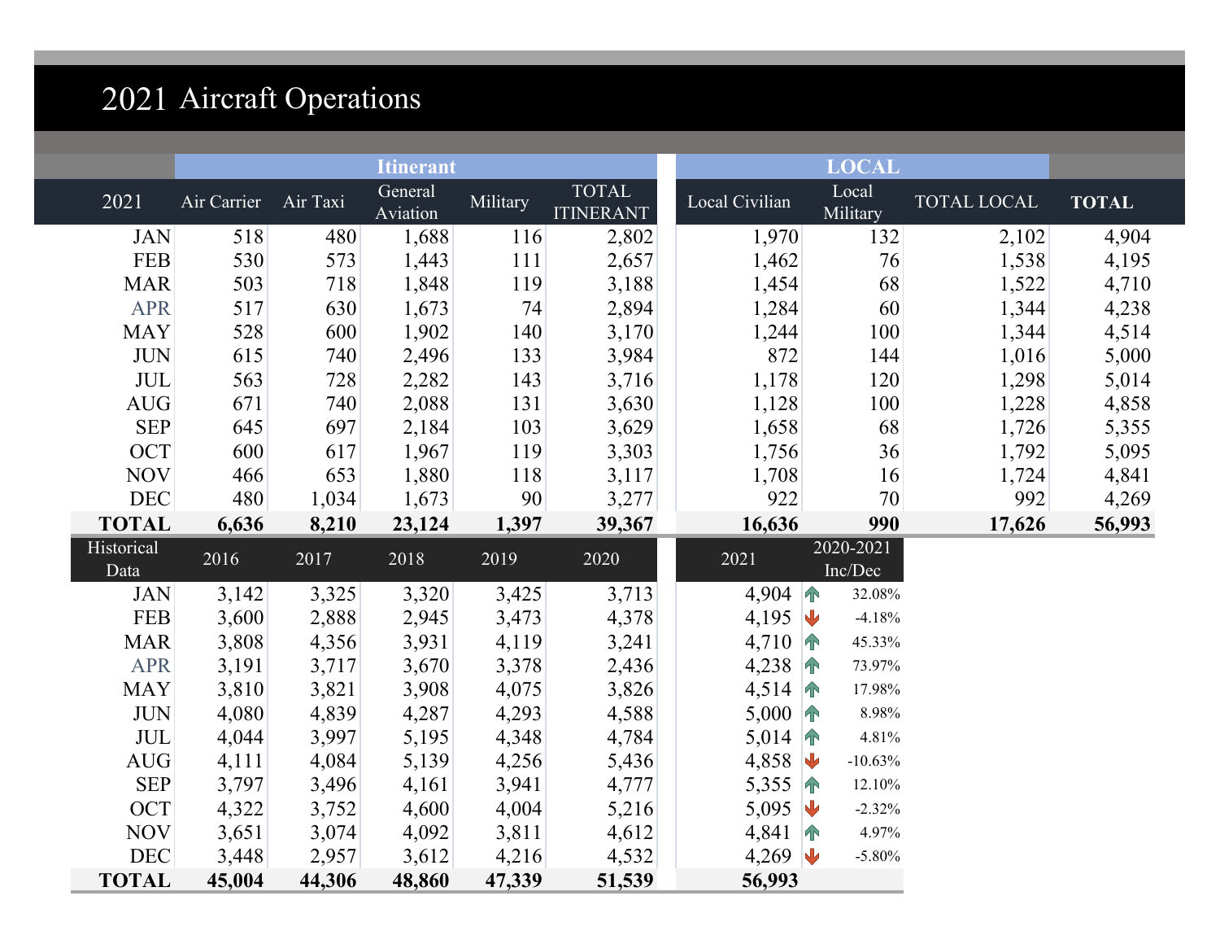# 2021 Aircraft Operations

| 2021 | Itinerant: Air Carrier | Itinerant: Air Taxi | Itinerant: General Aviation | Itinerant: Military | Itinerant: TOTAL ITINERANT | LOCAL: Local Civilian | LOCAL: Local Military | LOCAL: TOTAL LOCAL | TOTAL |
|---|---|---|---|---|---|---|---|---|---|
| JAN | 518 | 480 | 1,688 | 116 | 2,802 | 1,970 | 132 | 2,102 | 4,904 |
| FEB | 530 | 573 | 1,443 | 111 | 2,657 | 1,462 | 76 | 1,538 | 4,195 |
| MAR | 503 | 718 | 1,848 | 119 | 3,188 | 1,454 | 68 | 1,522 | 4,710 |
| APR | 517 | 630 | 1,673 | 74 | 2,894 | 1,284 | 60 | 1,344 | 4,238 |
| MAY | 528 | 600 | 1,902 | 140 | 3,170 | 1,244 | 100 | 1,344 | 4,514 |
| JUN | 615 | 740 | 2,496 | 133 | 3,984 | 872 | 144 | 1,016 | 5,000 |
| JUL | 563 | 728 | 2,282 | 143 | 3,716 | 1,178 | 120 | 1,298 | 5,014 |
| AUG | 671 | 740 | 2,088 | 131 | 3,630 | 1,128 | 100 | 1,228 | 4,858 |
| SEP | 645 | 697 | 2,184 | 103 | 3,629 | 1,658 | 68 | 1,726 | 5,355 |
| OCT | 600 | 617 | 1,967 | 119 | 3,303 | 1,756 | 36 | 1,792 | 5,095 |
| NOV | 466 | 653 | 1,880 | 118 | 3,117 | 1,708 | 16 | 1,724 | 4,841 |
| DEC | 480 | 1,034 | 1,673 | 90 | 3,277 | 922 | 70 | 992 | 4,269 |
| **TOTAL** | **6,636** | **8,210** | **23,124** | **1,397** | **39,367** | **16,636** | **990** | **17,626** | **56,993** |

| Historical Data | 2016 | 2017 | 2018 | 2019 | 2020 | 2021 | 2020-2021 Inc/Dec |
|---|---|---|---|---|---|---|---|
| JAN | 3,142 | 3,325 | 3,320 | 3,425 | 3,713 | 4,904 | ↑ 32.08% |
| FEB | 3,600 | 2,888 | 2,945 | 3,473 | 4,378 | 4,195 | ↓ -4.18% |
| MAR | 3,808 | 4,356 | 3,931 | 4,119 | 3,241 | 4,710 | ↑ 45.33% |
| APR | 3,191 | 3,717 | 3,670 | 3,378 | 2,436 | 4,238 | ↑ 73.97% |
| MAY | 3,810 | 3,821 | 3,908 | 4,075 | 3,826 | 4,514 | ↑ 17.98% |
| JUN | 4,080 | 4,839 | 4,287 | 4,293 | 4,588 | 5,000 | ↑ 8.98% |
| JUL | 4,044 | 3,997 | 5,195 | 4,348 | 4,784 | 5,014 | ↑ 4.81% |
| AUG | 4,111 | 4,084 | 5,139 | 4,256 | 5,436 | 4,858 | ↓ -10.63% |
| SEP | 3,797 | 3,496 | 4,161 | 3,941 | 4,777 | 5,355 | ↑ 12.10% |
| OCT | 4,322 | 3,752 | 4,600 | 4,004 | 5,216 | 5,095 | ↓ -2.32% |
| NOV | 3,651 | 3,074 | 4,092 | 3,811 | 4,612 | 4,841 | ↑ 4.97% |
| DEC | 3,448 | 2,957 | 3,612 | 4,216 | 4,532 | 4,269 | ↓ -5.80% |
| **TOTAL** | **45,004** | **44,306** | **48,860** | **47,339** | **51,539** | **56,993** | |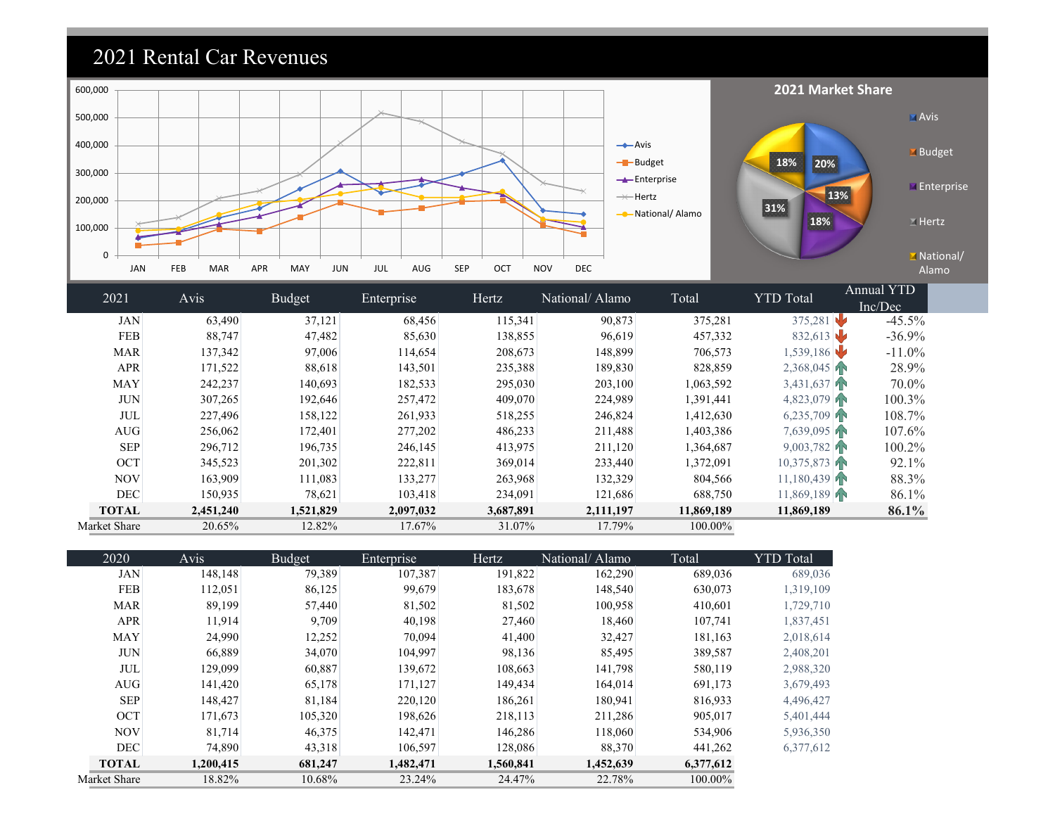# 2021 Rental Car Revenues

**2021 Market Share**

| 2021 | Avis | Budget | Enterprise | Hertz | National/ Alamo | Total | YTD Total | Annual YTD Inc/Dec |
|---|---|---|---|---|---|---|---|---|
| JAN | 63,490 | 37,121 | 68,456 | 115,341 | 90,873 | 375,281 | 375,281 | -45.5% |
| FEB | 88,747 | 47,482 | 85,630 | 138,855 | 96,619 | 457,332 | 832,613 | -36.9% |
| MAR | 137,342 | 97,006 | 114,654 | 208,673 | 148,899 | 706,573 | 1,539,186 | -11.0% |
| APR | 171,522 | 88,618 | 143,501 | 235,388 | 189,830 | 828,859 | 2,368,045 | 28.9% |
| MAY | 242,237 | 140,693 | 182,533 | 295,030 | 203,100 | 1,063,592 | 3,431,637 | 70.0% |
| JUN | 307,265 | 192,646 | 257,472 | 409,070 | 224,989 | 1,391,441 | 4,823,079 | 100.3% |
| JUL | 227,496 | 158,122 | 261,933 | 518,255 | 246,824 | 1,412,630 | 6,235,709 | 108.7% |
| AUG | 256,062 | 172,401 | 277,202 | 486,233 | 211,488 | 1,403,386 | 7,639,095 | 107.6% |
| SEP | 296,712 | 196,735 | 246,145 | 413,975 | 211,120 | 1,364,687 | 9,003,782 | 100.2% |
| OCT | 345,523 | 201,302 | 222,811 | 369,014 | 233,440 | 1,372,091 | 10,375,873 | 92.1% |
| NOV | 163,909 | 111,083 | 133,277 | 263,968 | 132,329 | 804,566 | 11,180,439 | 88.3% |
| DEC | 150,935 | 78,621 | 103,418 | 234,091 | 121,686 | 688,750 | 11,869,189 | 86.1% |
| **TOTAL** | **2,451,240** | **1,521,829** | **2,097,032** | **3,687,891** | **2,111,197** | **11,869,189** | **11,869,189** | **86.1%** |
| Market Share | 20.65% | 12.82% | 17.67% | 31.07% | 17.79% | 100.00% | | |

| 2020 | Avis | Budget | Enterprise | Hertz | National/ Alamo | Total | YTD Total |
|---|---|---|---|---|---|---|---|
| JAN | 148,148 | 79,389 | 107,387 | 191,822 | 162,290 | 689,036 | 689,036 |
| FEB | 112,051 | 86,125 | 99,679 | 183,678 | 148,540 | 630,073 | 1,319,109 |
| MAR | 89,199 | 57,440 | 81,502 | 81,502 | 100,958 | 410,601 | 1,729,710 |
| APR | 11,914 | 9,709 | 40,198 | 27,460 | 18,460 | 107,741 | 1,837,451 |
| MAY | 24,990 | 12,252 | 70,094 | 41,400 | 32,427 | 181,163 | 2,018,614 |
| JUN | 66,889 | 34,070 | 104,997 | 98,136 | 85,495 | 389,587 | 2,408,201 |
| JUL | 129,099 | 60,887 | 139,672 | 108,663 | 141,798 | 580,119 | 2,988,320 |
| AUG | 141,420 | 65,178 | 171,127 | 149,434 | 164,014 | 691,173 | 3,679,493 |
| SEP | 148,427 | 81,184 | 220,120 | 186,261 | 180,941 | 816,933 | 4,496,427 |
| OCT | 171,673 | 105,320 | 198,626 | 218,113 | 211,286 | 905,017 | 5,401,444 |
| NOV | 81,714 | 46,375 | 142,471 | 146,286 | 118,060 | 534,906 | 5,936,350 |
| DEC | 74,890 | 43,318 | 106,597 | 128,086 | 88,370 | 441,262 | 6,377,612 |
| **TOTAL** | **1,200,415** | **681,247** | **1,482,471** | **1,560,841** | **1,452,639** | **6,377,612** | |
| Market Share | 18.82% | 10.68% | 23.24% | 24.47% | 22.78% | 100.00% | |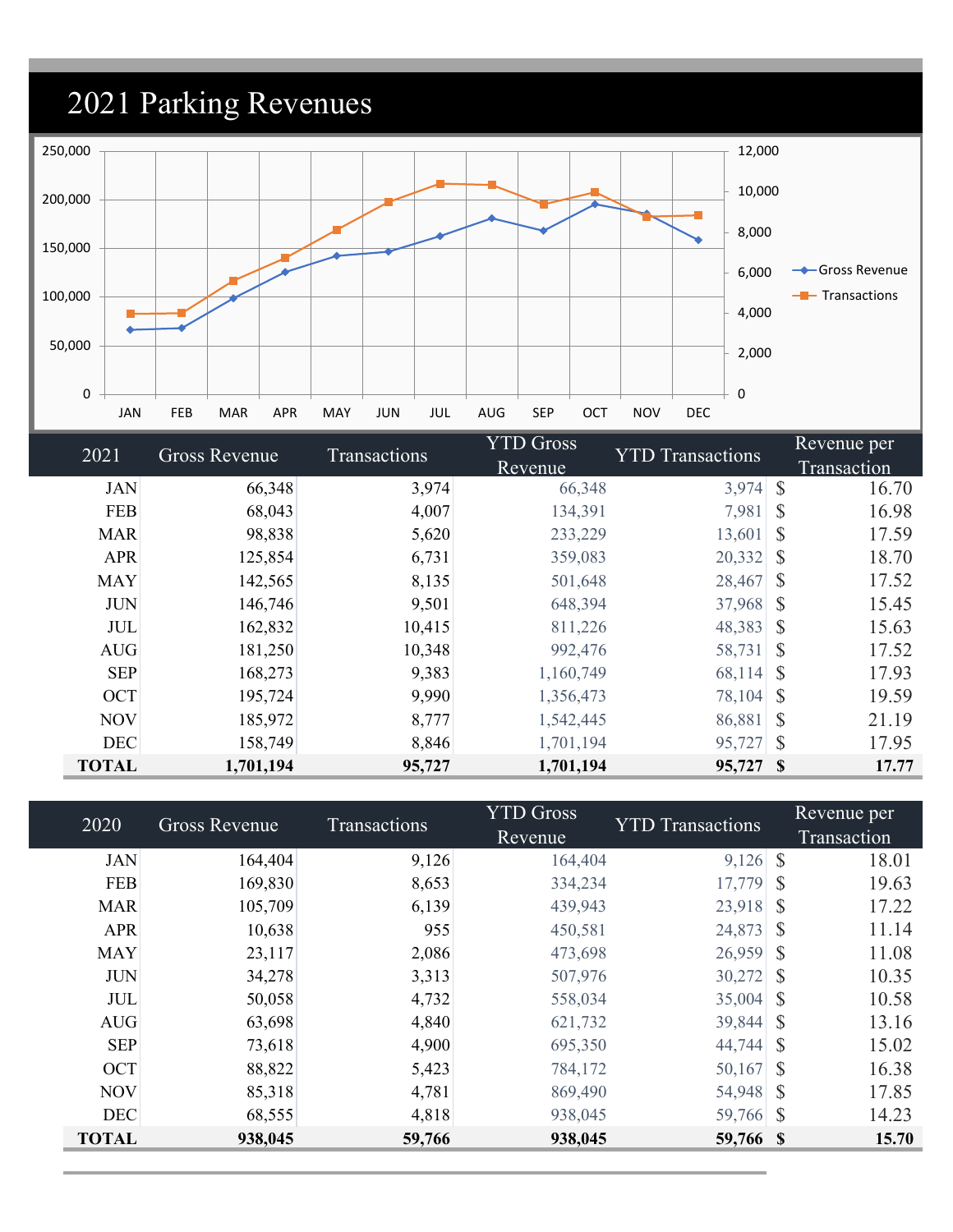# 2021 Parking Revenues

| 2021 | Gross Revenue | Transactions | YTD Gross Revenue | YTD Transactions | Revenue per Transaction |
|---|---|---|---|---|---|
| JAN | 66,348 | 3,974 | 66,348 | 3,974 | $ 16.70 |
| FEB | 68,043 | 4,007 | 134,391 | 7,981 | $ 16.98 |
| MAR | 98,838 | 5,620 | 233,229 | 13,601 | $ 17.59 |
| APR | 125,854 | 6,731 | 359,083 | 20,332 | $ 18.70 |
| MAY | 142,565 | 8,135 | 501,648 | 28,467 | $ 17.52 |
| JUN | 146,746 | 9,501 | 648,394 | 37,968 | $ 15.45 |
| JUL | 162,832 | 10,415 | 811,226 | 48,383 | $ 15.63 |
| AUG | 181,250 | 10,348 | 992,476 | 58,731 | $ 17.52 |
| SEP | 168,273 | 9,383 | 1,160,749 | 68,114 | $ 17.93 |
| OCT | 195,724 | 9,990 | 1,356,473 | 78,104 | $ 19.59 |
| NOV | 185,972 | 8,777 | 1,542,445 | 86,881 | $ 21.19 |
| DEC | 158,749 | 8,846 | 1,701,194 | 95,727 | $ 17.95 |
| **TOTAL** | **1,701,194** | **95,727** | **1,701,194** | **95,727** | **$ 17.77** |

| 2020 | Gross Revenue | Transactions | YTD Gross Revenue | YTD Transactions | Revenue per Transaction |
|---|---|---|---|---|---|
| JAN | 164,404 | 9,126 | 164,404 | 9,126 | $ 18.01 |
| FEB | 169,830 | 8,653 | 334,234 | 17,779 | $ 19.63 |
| MAR | 105,709 | 6,139 | 439,943 | 23,918 | $ 17.22 |
| APR | 10,638 | 955 | 450,581 | 24,873 | $ 11.14 |
| MAY | 23,117 | 2,086 | 473,698 | 26,959 | $ 11.08 |
| JUN | 34,278 | 3,313 | 507,976 | 30,272 | $ 10.35 |
| JUL | 50,058 | 4,732 | 558,034 | 35,004 | $ 10.58 |
| AUG | 63,698 | 4,840 | 621,732 | 39,844 | $ 13.16 |
| SEP | 73,618 | 4,900 | 695,350 | 44,744 | $ 15.02 |
| OCT | 88,822 | 5,423 | 784,172 | 50,167 | $ 16.38 |
| NOV | 85,318 | 4,781 | 869,490 | 54,948 | $ 17.85 |
| DEC | 68,555 | 4,818 | 938,045 | 59,766 | $ 14.23 |
| **TOTAL** | **938,045** | **59,766** | **938,045** | **59,766** | **$ 15.70** |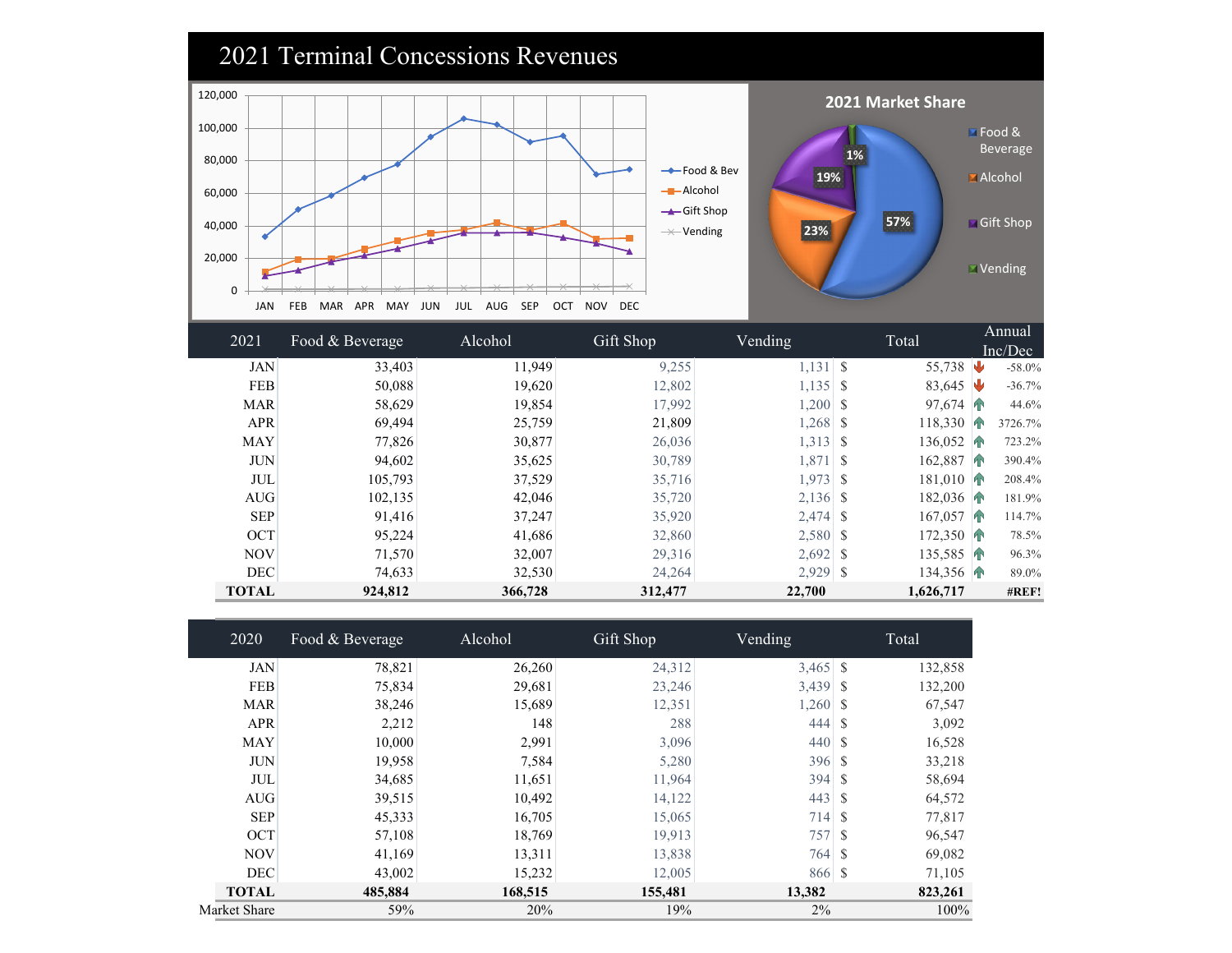# 2021 Terminal Concessions Revenues

120,000
100,000
80,000
60,000
40,000
20,000
0

JAN FEB MAR APR MAY JUN JUL AUG SEP OCT NOV DEC

Food & Bev
Alcohol
Gift Shop
Vending

**2021 Market Share**

1%
19%
23%
57%

Food & Beverage
Alcohol
Gift Shop
Vending

| 2021 | Food & Beverage | Alcohol | Gift Shop | Vending | | Total | Annual Inc/Dec |
|---|---|---|---|---|---|---|---|
| JAN | 33,403 | 11,949 | 9,255 | 1,131 | $ | 55,738 | -58.0% |
| FEB | 50,088 | 19,620 | 12,802 | 1,135 | $ | 83,645 | -36.7% |
| MAR | 58,629 | 19,854 | 17,992 | 1,200 | $ | 97,674 | 44.6% |
| APR | 69,494 | 25,759 | 21,809 | 1,268 | $ | 118,330 | 3726.7% |
| MAY | 77,826 | 30,877 | 26,036 | 1,313 | $ | 136,052 | 723.2% |
| JUN | 94,602 | 35,625 | 30,789 | 1,871 | $ | 162,887 | 390.4% |
| JUL | 105,793 | 37,529 | 35,716 | 1,973 | $ | 181,010 | 208.4% |
| AUG | 102,135 | 42,046 | 35,720 | 2,136 | $ | 182,036 | 181.9% |
| SEP | 91,416 | 37,247 | 35,920 | 2,474 | $ | 167,057 | 114.7% |
| OCT | 95,224 | 41,686 | 32,860 | 2,580 | $ | 172,350 | 78.5% |
| NOV | 71,570 | 32,007 | 29,316 | 2,692 | $ | 135,585 | 96.3% |
| DEC | 74,633 | 32,530 | 24,264 | 2,929 | $ | 134,356 | 89.0% |
| **TOTAL** | **924,812** | **366,728** | **312,477** | **22,700** | | **1,626,717** | **#REF!** |

| 2020 | Food & Beverage | Alcohol | Gift Shop | Vending | | Total |
|---|---|---|---|---|---|---|
| JAN | 78,821 | 26,260 | 24,312 | 3,465 | $ | 132,858 |
| FEB | 75,834 | 29,681 | 23,246 | 3,439 | $ | 132,200 |
| MAR | 38,246 | 15,689 | 12,351 | 1,260 | $ | 67,547 |
| APR | 2,212 | 148 | 288 | 444 | $ | 3,092 |
| MAY | 10,000 | 2,991 | 3,096 | 440 | $ | 16,528 |
| JUN | 19,958 | 7,584 | 5,280 | 396 | $ | 33,218 |
| JUL | 34,685 | 11,651 | 11,964 | 394 | $ | 58,694 |
| AUG | 39,515 | 10,492 | 14,122 | 443 | $ | 64,572 |
| SEP | 45,333 | 16,705 | 15,065 | 714 | $ | 77,817 |
| OCT | 57,108 | 18,769 | 19,913 | 757 | $ | 96,547 |
| NOV | 41,169 | 13,311 | 13,838 | 764 | $ | 69,082 |
| DEC | 43,002 | 15,232 | 12,005 | 866 | $ | 71,105 |
| **TOTAL** | **485,884** | **168,515** | **155,481** | **13,382** | | **823,261** |
| Market Share | 59% | 20% | 19% | 2% | | 100% |